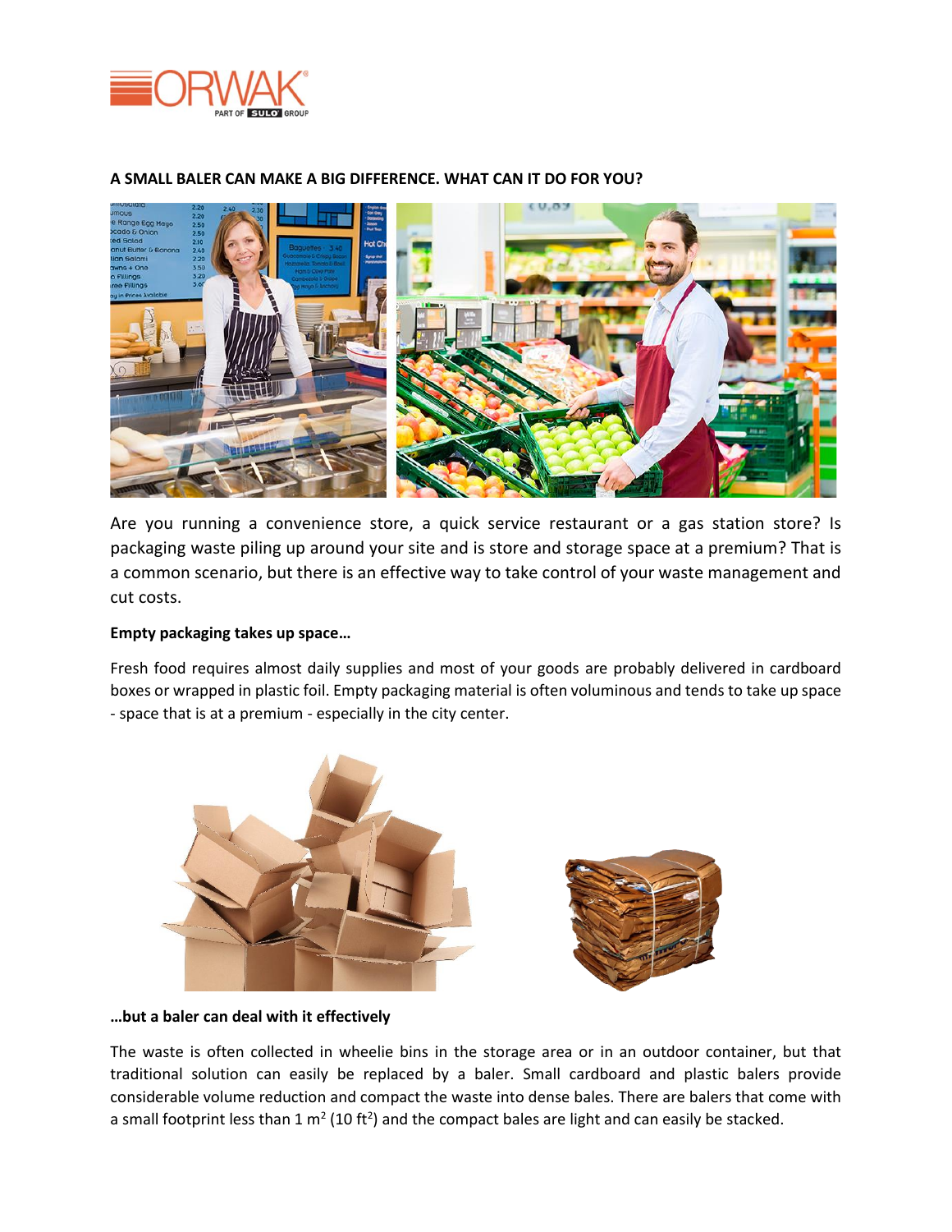ORWAK PART OF SULO GROUP

## A SMALL BALER CAN MAKE A BIG DIFFERENCE. WHAT CAN IT DO FOR YOU?

Are you running a convenience store, a quick service restaurant or a gas station store? Is packaging waste piling up around your site and is store and storage space at a premium? That is a common scenario, but there is an effective way to take control of your waste management and cut costs.

**Empty packaging takes up space…**

Fresh food requires almost daily supplies and most of your goods are probably delivered in cardboard boxes or wrapped in plastic foil. Empty packaging material is often voluminous and tends to take up space - space that is at a premium - especially in the city center.

**…but a baler can deal with it effectively**

The waste is often collected in wheelie bins in the storage area or in an outdoor container, but that traditional solution can easily be replaced by a baler. Small cardboard and plastic balers provide considerable volume reduction and compact the waste into dense bales. There are balers that come with a small footprint less than 1 m$^2$ (10 ft$^2$) and the compact bales are light and can easily be stacked.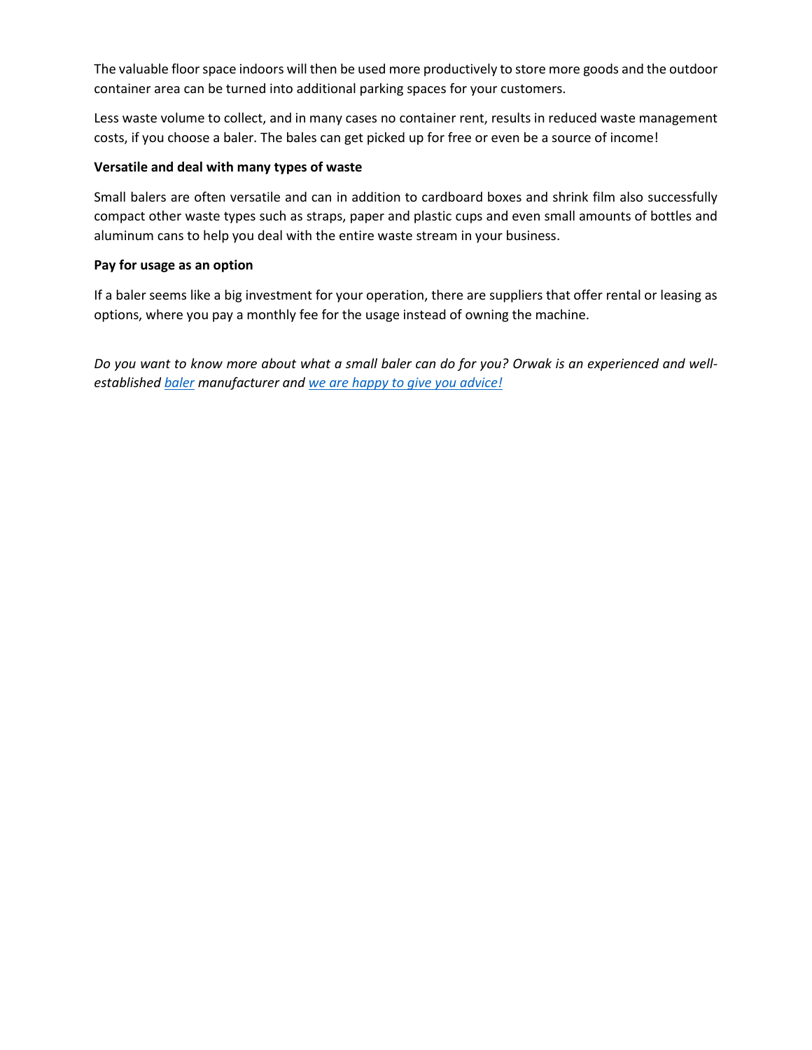The valuable floor space indoors will then be used more productively to store more goods and the outdoor container area can be turned into additional parking spaces for your customers.

Less waste volume to collect, and in many cases no container rent, results in reduced waste management costs, if you choose a baler. The bales can get picked up for free or even be a source of income!

**Versatile and deal with many types of waste**

Small balers are often versatile and can in addition to cardboard boxes and shrink film also successfully compact other waste types such as straps, paper and plastic cups and even small amounts of bottles and aluminum cans to help you deal with the entire waste stream in your business.

**Pay for usage as an option**

If a baler seems like a big investment for your operation, there are suppliers that offer rental or leasing as options, where you pay a monthly fee for the usage instead of owning the machine.

*Do you want to know more about what a small baler can do for you? Orwak is an experienced and well-established baler manufacturer and we are happy to give you advice!*